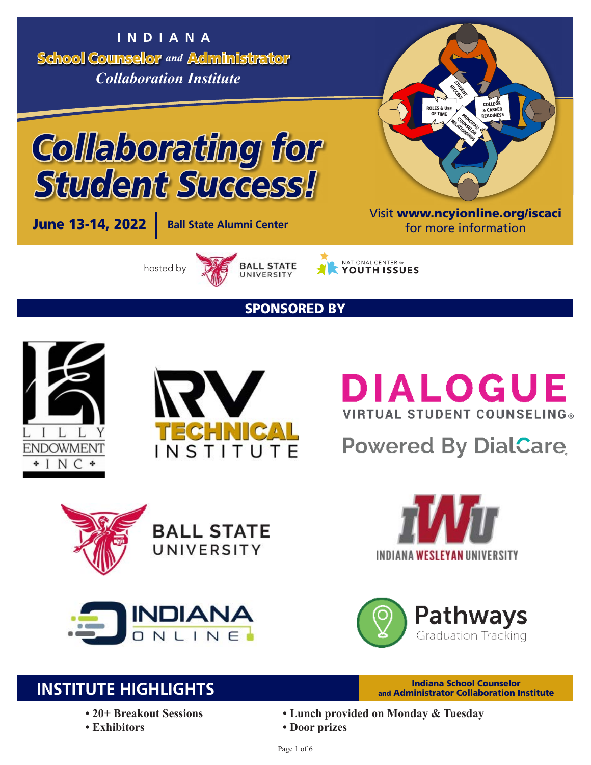INDIANA

**School Counselor** *and* **Administrator**

*Collaboration Institute*

# Collaborating for Student Success!

**June 13-14, 2022** | **Ball State Alumni Center**

Visit **www.ncyionline.org/iscaci** for more information

hosted by BALL STATE UNIVERSITY | NATIONAL CENTER for YOUTH ISSUES

## SPONSORED BY

LILLY ENDOWMENT INC

RV TECHNICAL INSTITUTE

DIALOGUE VIRTUAL STUDENT COUNSELING® Powered By DialCare

BALL STATE UNIVERSITY

IWU INDIANA WESLEYAN UNIVERSITY

INDIANA ONLINE

Pathways Graduation Tracking

## INSTITUTE HIGHLIGHTS

**Indiana School Counselor and Administrator Collaboration Institute**

- **20+ Breakout Sessions**
- **Exhibitors**
- **Lunch provided on Monday & Tuesday**
- **Door prizes**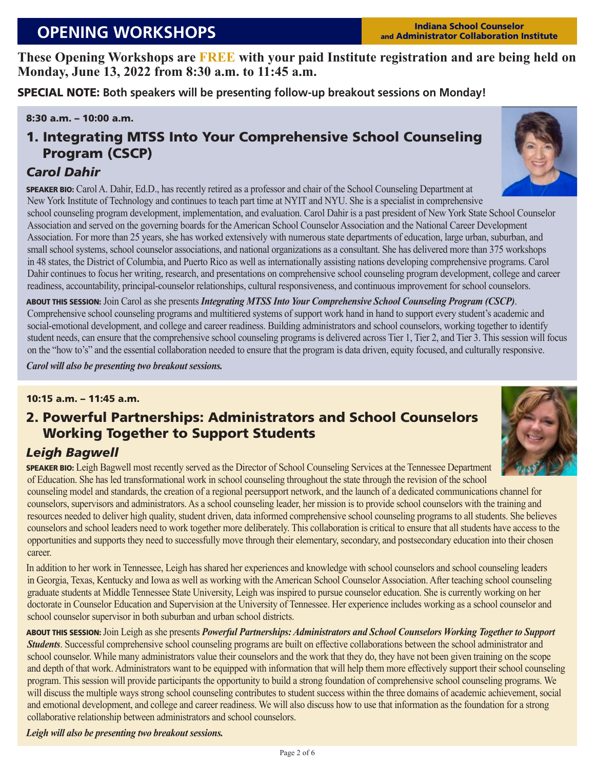# OPENING WORKSHOPS

**Indiana School Counselor and Administrator Collaboration Institute**

**These Opening Workshops are FREE with your paid Institute registration and are being held on Monday, June 13, 2022 from 8:30 a.m. to 11:45 a.m.**

**SPECIAL NOTE: Both speakers will be presenting follow-up breakout sessions on Monday!**

**8:30 a.m. – 10:00 a.m.**

## 1. Integrating MTSS Into Your Comprehensive School Counseling Program (CSCP)

### *Carol Dahir*

**SPEAKER BIO:** Carol A. Dahir, Ed.D., has recently retired as a professor and chair of the School Counseling Department at New York Institute of Technology and continues to teach part time at NYIT and NYU. She is a specialist in comprehensive school counseling program development, implementation, and evaluation. Carol Dahir is a past president of New York State School Counselor Association and served on the governing boards for the American School Counselor Association and the National Career Development Association. For more than 25 years, she has worked extensively with numerous state departments of education, large urban, suburban, and small school systems, school counselor associations, and national organizations as a consultant. She has delivered more than 375 workshops in 48 states, the District of Columbia, and Puerto Rico as well as internationally assisting nations developing comprehensive programs. Carol Dahir continues to focus her writing, research, and presentations on comprehensive school counseling program development, college and career readiness, accountability, principal-counselor relationships, cultural responsiveness, and continuous improvement for school counselors.

**ABOUT THIS SESSION:** Join Carol as she presents ***Integrating MTSS Into Your Comprehensive School Counseling Program (CSCP)***. Comprehensive school counseling programs and multitiered systems of support work hand in hand to support every student's academic and social-emotional development, and college and career readiness. Building administrators and school counselors, working together to identify student needs, can ensure that the comprehensive school counseling programs is delivered across Tier 1, Tier 2, and Tier 3. This session will focus on the "how to's" and the essential collaboration needed to ensure that the program is data driven, equity focused, and culturally responsive.

***Carol will also be presenting two breakout sessions.***

**10:15 a.m. – 11:45 a.m.**

## 2. Powerful Partnerships: Administrators and School Counselors Working Together to Support Students

### *Leigh Bagwell*

**SPEAKER BIO:** Leigh Bagwell most recently served as the Director of School Counseling Services at the Tennessee Department of Education. She has led transformational work in school counseling throughout the state through the revision of the school counseling model and standards, the creation of a regional peersupport network, and the launch of a dedicated communications channel for counselors, supervisors and administrators. As a school counseling leader, her mission is to provide school counselors with the training and resources needed to deliver high quality, student driven, data informed comprehensive school counseling programs to all students. She believes counselors and school leaders need to work together more deliberately. This collaboration is critical to ensure that all students have access to the opportunities and supports they need to successfully move through their elementary, secondary, and postsecondary education into their chosen career.

In addition to her work in Tennessee, Leigh has shared her experiences and knowledge with school counselors and school counseling leaders in Georgia, Texas, Kentucky and Iowa as well as working with the American School Counselor Association. After teaching school counseling graduate students at Middle Tennessee State University, Leigh was inspired to pursue counselor education. She is currently working on her doctorate in Counselor Education and Supervision at the University of Tennessee. Her experience includes working as a school counselor and school counselor supervisor in both suburban and urban school districts.

**ABOUT THIS SESSION:** Join Leigh as she presents ***Powerful Partnerships: Administrators and School Counselors Working Together to Support Students***. Successful comprehensive school counseling programs are built on effective collaborations between the school administrator and school counselor. While many administrators value their counselors and the work that they do, they have not been given training on the scope and depth of that work. Administrators want to be equipped with information that will help them more effectively support their school counseling program. This session will provide participants the opportunity to build a strong foundation of comprehensive school counseling programs. We will discuss the multiple ways strong school counseling contributes to student success within the three domains of academic achievement, social and emotional development, and college and career readiness. We will also discuss how to use that information as the foundation for a strong collaborative relationship between administrators and school counselors.

***Leigh will also be presenting two breakout sessions.***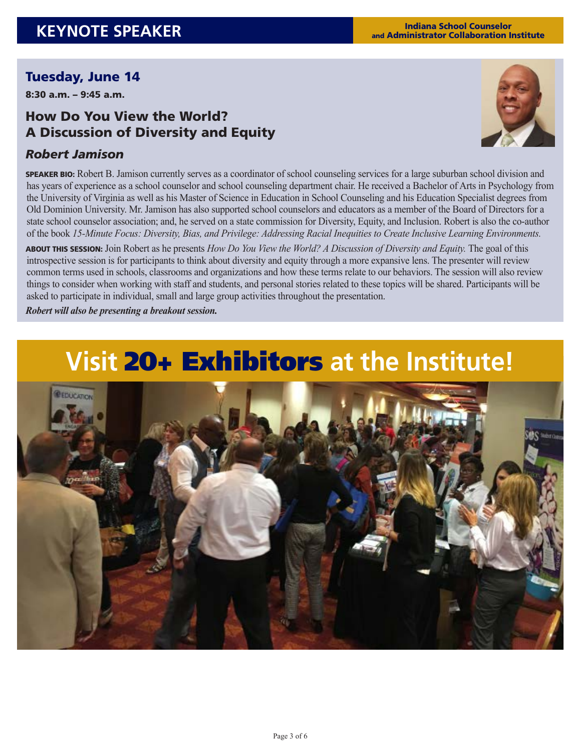# KEYNOTE SPEAKER

**Indiana School Counselor and Administrator Collaboration Institute**

## Tuesday, June 14

**8:30 a.m. – 9:45 a.m.**

### How Do You View the World? A Discussion of Diversity and Equity

***Robert Jamison***

**SPEAKER BIO:** Robert B. Jamison currently serves as a coordinator of school counseling services for a large suburban school division and has years of experience as a school counselor and school counseling department chair. He received a Bachelor of Arts in Psychology from the University of Virginia as well as his Master of Science in Education in School Counseling and his Education Specialist degrees from Old Dominion University. Mr. Jamison has also supported school counselors and educators as a member of the Board of Directors for a state school counselor association; and, he served on a state commission for Diversity, Equity, and Inclusion. Robert is also the co-author of the book *15-Minute Focus: Diversity, Bias, and Privilege: Addressing Racial Inequities to Create Inclusive Learning Environments.*

**ABOUT THIS SESSION:** Join Robert as he presents *How Do You View the World? A Discussion of Diversity and Equity.* The goal of this introspective session is for participants to think about diversity and equity through a more expansive lens. The presenter will review common terms used in schools, classrooms and organizations and how these terms relate to our behaviors. The session will also review things to consider when working with staff and students, and personal stories related to these topics will be shared. Participants will be asked to participate in individual, small and large group activities throughout the presentation.

***Robert will also be presenting a breakout session.***

# Visit 20+ Exhibitors at the Institute!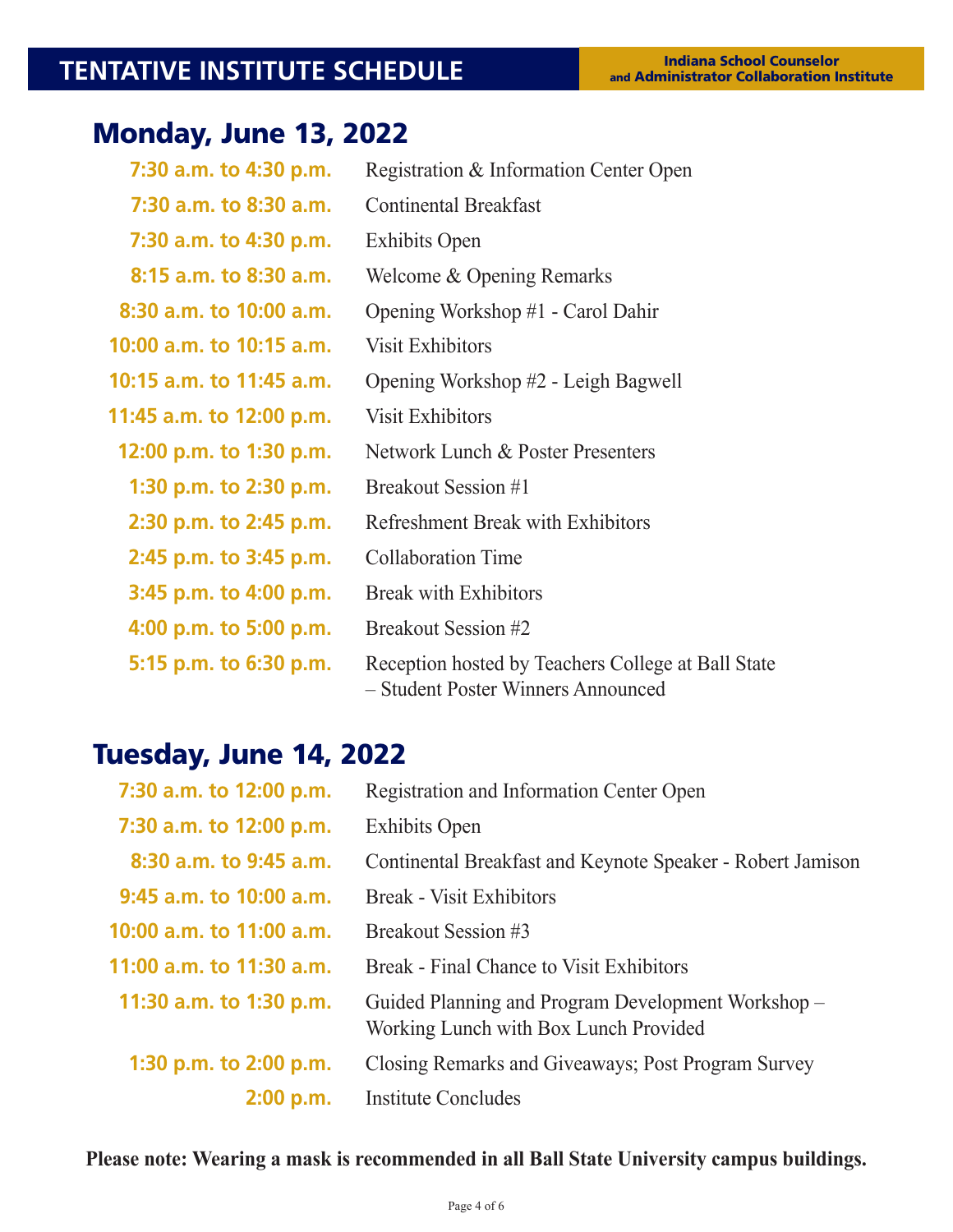# TENTATIVE INSTITUTE SCHEDULE

**Indiana School Counselor and Administrator Collaboration Institute**

## Monday, June 13, 2022

| | |
|---|---|
| **7:30 a.m. to 4:30 p.m.** | Registration & Information Center Open |
| **7:30 a.m. to 8:30 a.m.** | Continental Breakfast |
| **7:30 a.m. to 4:30 p.m.** | Exhibits Open |
| **8:15 a.m. to 8:30 a.m.** | Welcome & Opening Remarks |
| **8:30 a.m. to 10:00 a.m.** | Opening Workshop #1 - Carol Dahir |
| **10:00 a.m. to 10:15 a.m.** | Visit Exhibitors |
| **10:15 a.m. to 11:45 a.m.** | Opening Workshop #2 - Leigh Bagwell |
| **11:45 a.m. to 12:00 p.m.** | Visit Exhibitors |
| **12:00 p.m. to 1:30 p.m.** | Network Lunch & Poster Presenters |
| **1:30 p.m. to 2:30 p.m.** | Breakout Session #1 |
| **2:30 p.m. to 2:45 p.m.** | Refreshment Break with Exhibitors |
| **2:45 p.m. to 3:45 p.m.** | Collaboration Time |
| **3:45 p.m. to 4:00 p.m.** | Break with Exhibitors |
| **4:00 p.m. to 5:00 p.m.** | Breakout Session #2 |
| **5:15 p.m. to 6:30 p.m.** | Reception hosted by Teachers College at Ball State – Student Poster Winners Announced |

## Tuesday, June 14, 2022

| | |
|---|---|
| **7:30 a.m. to 12:00 p.m.** | Registration and Information Center Open |
| **7:30 a.m. to 12:00 p.m.** | Exhibits Open |
| **8:30 a.m. to 9:45 a.m.** | Continental Breakfast and Keynote Speaker - Robert Jamison |
| **9:45 a.m. to 10:00 a.m.** | Break - Visit Exhibitors |
| **10:00 a.m. to 11:00 a.m.** | Breakout Session #3 |
| **11:00 a.m. to 11:30 a.m.** | Break - Final Chance to Visit Exhibitors |
| **11:30 a.m. to 1:30 p.m.** | Guided Planning and Program Development Workshop – Working Lunch with Box Lunch Provided |
| **1:30 p.m. to 2:00 p.m.** | Closing Remarks and Giveaways; Post Program Survey |
| **2:00 p.m.** | Institute Concludes |

**Please note: Wearing a mask is recommended in all Ball State University campus buildings.**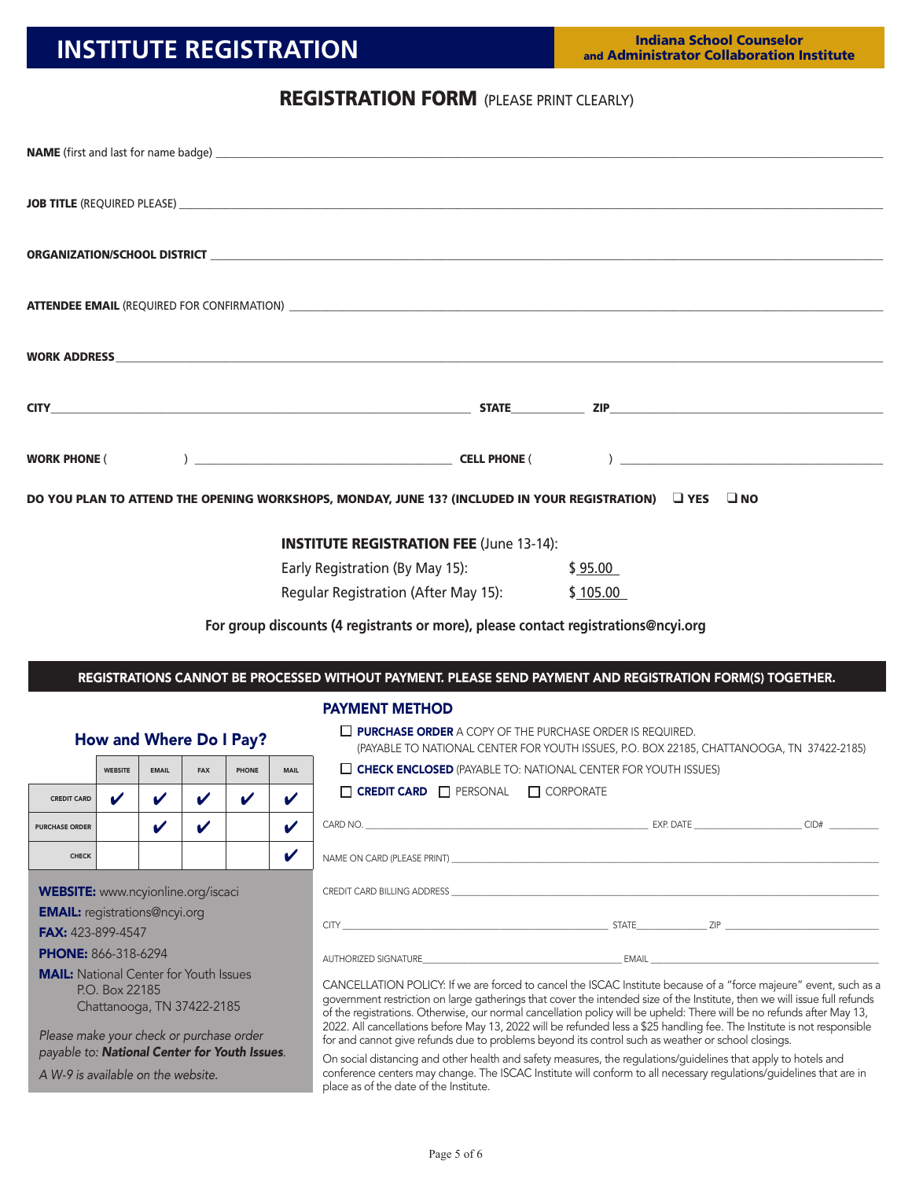# INSTITUTE REGISTRATION

**Indiana School Counselor and Administrator Collaboration Institute**

## REGISTRATION FORM (PLEASE PRINT CLEARLY)

**NAME** (first and last for name badge) ______________________________

**JOB TITLE** (REQUIRED PLEASE) ______________________________

**ORGANIZATION/SCHOOL DISTRICT** ______________________________

**ATTENDEE EMAIL** (REQUIRED FOR CONFIRMATION) ______________________________

**WORK ADDRESS** ______________________________

**CITY** ______________ **STATE** ________ **ZIP** ______________

**WORK PHONE** ( ) ______________ **CELL PHONE** ( ) ______________

**DO YOU PLAN TO ATTEND THE OPENING WORKSHOPS, MONDAY, JUNE 13? (INCLUDED IN YOUR REGISTRATION)** ❑ **YES** ❑ **NO**

**INSTITUTE REGISTRATION FEE** (June 13-14):

Early Registration (By May 15): $ 95.00

Regular Registration (After May 15): $ 105.00

**For group discounts (4 registrants or more), please contact registrations@ncyi.org**

**REGISTRATIONS CANNOT BE PROCESSED WITHOUT PAYMENT. PLEASE SEND PAYMENT AND REGISTRATION FORM(S) TOGETHER.**

### How and Where Do I Pay?

| | WEBSITE | EMAIL | FAX | PHONE | MAIL |
|---|---|---|---|---|---|
| CREDIT CARD | ✔ | ✔ | ✔ | ✔ | ✔ |
| PURCHASE ORDER | | ✔ | ✔ | | ✔ |
| CHECK | | | | | ✔ |

**WEBSITE:** www.ncyionline.org/iscaci

**EMAIL:** registrations@ncyi.org

**FAX:** 423-899-4547

**PHONE:** 866-318-6294

**MAIL:** National Center for Youth Issues
P.O. Box 22185
Chattanooga, TN 37422-2185

*Please make your check or purchase order payable to:* ***National Center for Youth Issues****.*

*A W-9 is available on the website.*

### PAYMENT METHOD

☐ **PURCHASE ORDER** A COPY OF THE PURCHASE ORDER IS REQUIRED.
(PAYABLE TO NATIONAL CENTER FOR YOUTH ISSUES, P.O. BOX 22185, CHATTANOOGA, TN 37422-2185)

☐ **CHECK ENCLOSED** (PAYABLE TO: NATIONAL CENTER FOR YOUTH ISSUES)

☐ **CREDIT CARD** ☐ PERSONAL ☐ CORPORATE

CARD NO. ______________ EXP. DATE ________ CID# ______

NAME ON CARD (PLEASE PRINT) ______________________________

CREDIT CARD BILLING ADDRESS ______________________________

CITY ______________ STATE ________ ZIP ______________

AUTHORIZED SIGNATURE ______________ EMAIL ______________

CANCELLATION POLICY: If we are forced to cancel the ISCAC Institute because of a "force majeure" event, such as a government restriction on large gatherings that cover the intended size of the Institute, then we will issue full refunds of the registrations. Otherwise, our normal cancellation policy will be upheld: There will be no refunds after May 13, 2022. All cancellations before May 13, 2022 will be refunded less a $25 handling fee. The Institute is not responsible for and cannot give refunds due to problems beyond its control such as weather or school closings.

On social distancing and other health and safety measures, the regulations/guidelines that apply to hotels and conference centers may change. The ISCAC Institute will conform to all necessary regulations/guidelines that are in place as of the date of the Institute.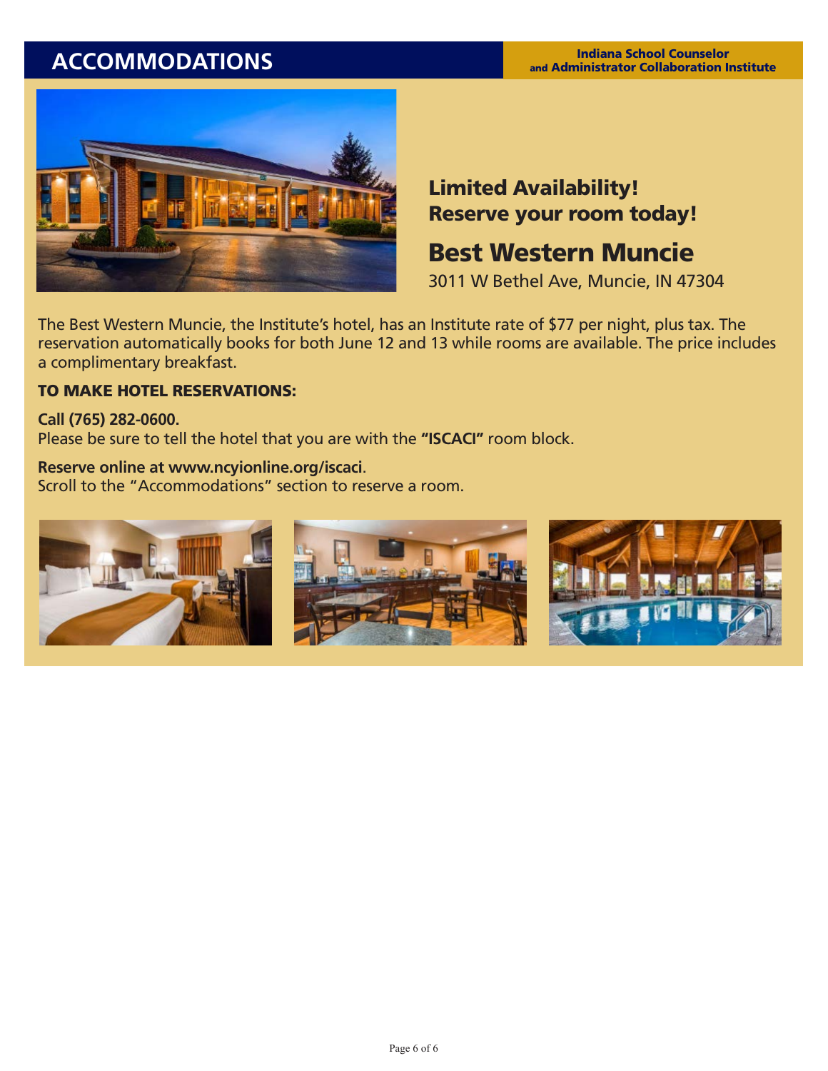# ACCOMMODATIONS

**Indiana School Counselor and Administrator Collaboration Institute**

## Limited Availability! Reserve your room today!

## Best Western Muncie

3011 W Bethel Ave, Muncie, IN 47304

The Best Western Muncie, the Institute's hotel, has an Institute rate of $77 per night, plus tax. The reservation automatically books for both June 12 and 13 while rooms are available. The price includes a complimentary breakfast.

**TO MAKE HOTEL RESERVATIONS:**

**Call (765) 282-0600.**
Please be sure to tell the hotel that you are with the **"ISCACI"** room block.

**Reserve online at www.ncyionline.org/iscaci**.
Scroll to the "Accommodations" section to reserve a room.